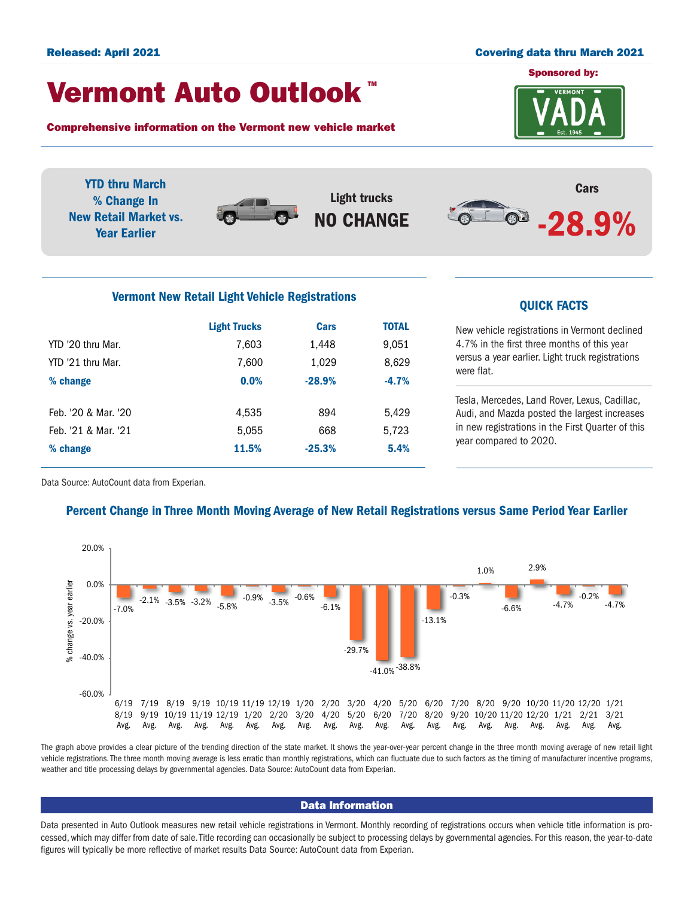Released: April 2021

Covering data thru March 2021

# Vermont Auto Outlook™

Sponsored by: VADA

**Comprehensive information on the Vermont new vehicle market**

**YTD thru March % Change In New Retail Market vs. Year Earlier**

Light trucks **NO CHANGE**

Cars **-28.9%**

## Vermont New Retail Light Vehicle Registrations

| | Light Trucks | Cars | TOTAL |
|---|---|---|---|
| YTD '20 thru Mar. | 7,603 | 1,448 | 9,051 |
| YTD '21 thru Mar. | 7,600 | 1,029 | 8,629 |
| **% change** | **0.0%** | **-28.9%** | **-4.7%** |
| Feb. '20 & Mar. '20 | 4,535 | 894 | 5,429 |
| Feb. '21 & Mar. '21 | 5,055 | 668 | 5,723 |
| **% change** | **11.5%** | **-25.3%** | **5.4%** |

Data Source: AutoCount data from Experian.

## QUICK FACTS

New vehicle registrations in Vermont declined 4.7% in the first three months of this year versus a year earlier. Light truck registrations were flat.

Tesla, Mercedes, Land Rover, Lexus, Cadillac, Audi, and Mazda posted the largest increases in new registrations in the First Quarter of this year compared to 2020.

## Percent Change in Three Month Moving Average of New Retail Registrations versus Same Period Year Earlier

| Period | % change vs. year earlier |
|---|---|
| 6/19 8/19 Avg. | -7.0% |
| 7/19 9/19 Avg. | -2.1% |
| 8/19 10/19 Avg. | -3.5% |
| 9/19 11/19 Avg. | -3.2% |
| 10/19 12/19 Avg. | -5.8% |
| 11/19 1/20 Avg. | -0.9% |
| 12/19 2/20 Avg. | -3.5% |
| 1/20 3/20 Avg. | -0.6% |
| 2/20 4/20 Avg. | -6.1% |
| 3/20 5/20 Avg. | -29.7% |
| 4/20 6/20 Avg. | -41.0% |
| 5/20 7/20 Avg. | -38.8% |
| 6/20 8/20 Avg. | -13.1% |
| 7/20 9/20 Avg. | -0.3% |
| 8/20 10/20 Avg. | 1.0% |
| 9/20 11/20 Avg. | -6.6% |
| 10/20 12/20 Avg. | 2.9% |
| 11/20 1/21 Avg. | -4.7% |
| 12/20 2/21 Avg. | -0.2% |
| 1/21 3/21 Avg. | -4.7% |

The graph above provides a clear picture of the trending direction of the state market. It shows the year-over-year percent change in the three month moving average of new retail light vehicle registrations. The three month moving average is less erratic than monthly registrations, which can fluctuate due to such factors as the timing of manufacturer incentive programs, weather and title processing delays by governmental agencies. Data Source: AutoCount data from Experian.

## Data Information

Data presented in Auto Outlook measures new retail vehicle registrations in Vermont. Monthly recording of registrations occurs when vehicle title information is processed, which may differ from date of sale. Title recording can occasionally be subject to processing delays by governmental agencies. For this reason, the year-to-date figures will typically be more reflective of market results Data Source: AutoCount data from Experian.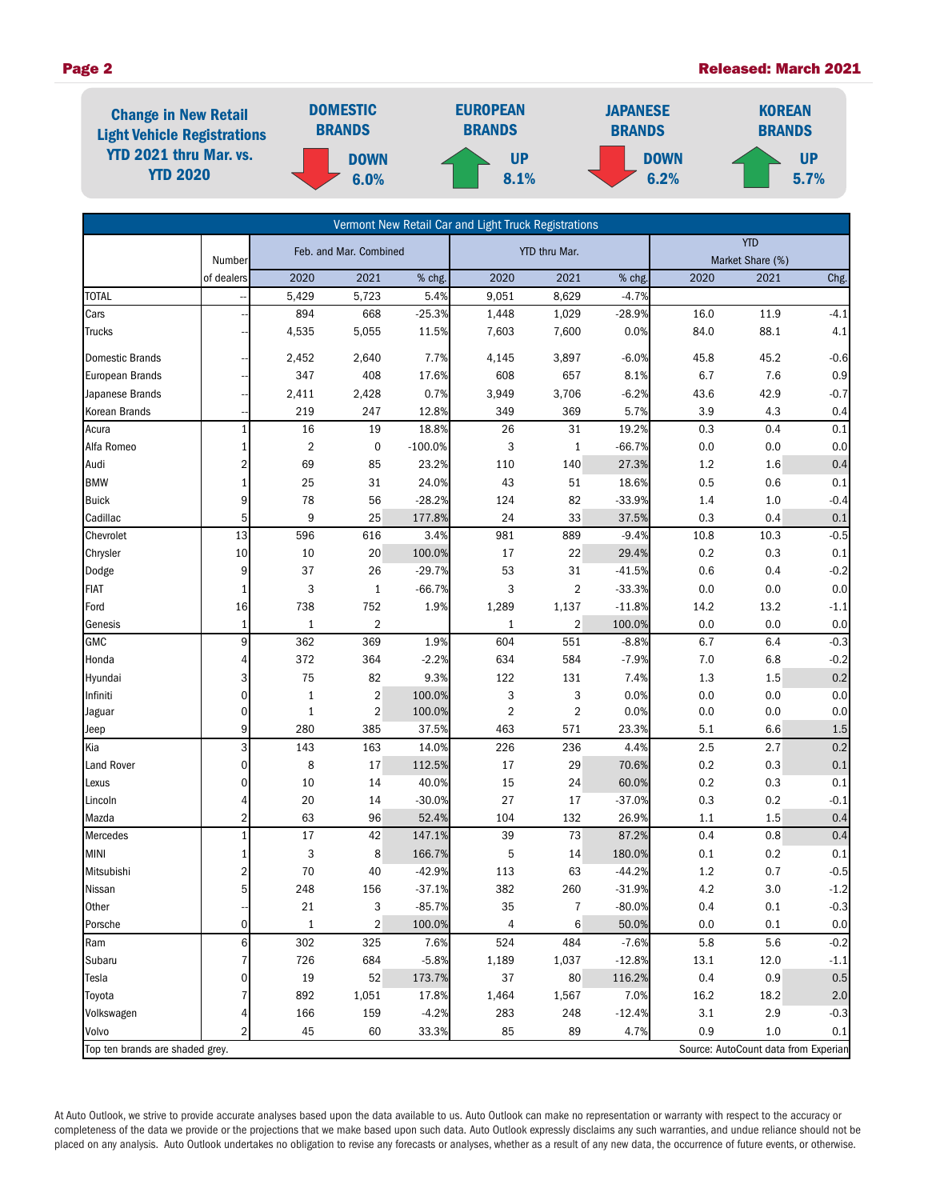## Change in New Retail Light Vehicle Registrations YTD 2021 thru Mar. vs. YTD 2020

| DOMESTIC BRANDS | EUROPEAN BRANDS | JAPANESE BRANDS | KOREAN BRANDS |
|---|---|---|---|
| DOWN 6.0% | UP 8.1% | DOWN 6.2% | UP 5.7% |

**Vermont New Retail Car and Light Truck Registrations**

| | Number | Feb. and Mar. Combined | | | YTD thru Mar. | | | YTD Market Share (%) | | |
|---|---|---|---|---|---|---|---|---|---|---|
| | of dealers | 2020 | 2021 | % chg. | 2020 | 2021 | % chg. | 2020 | 2021 | Chg. |
| TOTAL | -- | 5,429 | 5,723 | 5.4% | 9,051 | 8,629 | -4.7% | | | |
| Cars | -- | 894 | 668 | -25.3% | 1,448 | 1,029 | -28.9% | 16.0 | 11.9 | -4.1 |
| Trucks | -- | 4,535 | 5,055 | 11.5% | 7,603 | 7,600 | 0.0% | 84.0 | 88.1 | 4.1 |
| Domestic Brands | -- | 2,452 | 2,640 | 7.7% | 4,145 | 3,897 | -6.0% | 45.8 | 45.2 | -0.6 |
| European Brands | -- | 347 | 408 | 17.6% | 608 | 657 | 8.1% | 6.7 | 7.6 | 0.9 |
| Japanese Brands | -- | 2,411 | 2,428 | 0.7% | 3,949 | 3,706 | -6.2% | 43.6 | 42.9 | -0.7 |
| Korean Brands | -- | 219 | 247 | 12.8% | 349 | 369 | 5.7% | 3.9 | 4.3 | 0.4 |
| Acura | 1 | 16 | 19 | 18.8% | 26 | 31 | 19.2% | 0.3 | 0.4 | 0.1 |
| Alfa Romeo | 1 | 2 | 0 | -100.0% | 3 | 1 | -66.7% | 0.0 | 0.0 | 0.0 |
| Audi | 2 | 69 | 85 | 23.2% | 110 | 140 | 27.3% | 1.2 | 1.6 | 0.4 |
| BMW | 1 | 25 | 31 | 24.0% | 43 | 51 | 18.6% | 0.5 | 0.6 | 0.1 |
| Buick | 9 | 78 | 56 | -28.2% | 124 | 82 | -33.9% | 1.4 | 1.0 | -0.4 |
| Cadillac | 5 | 9 | 25 | 177.8% | 24 | 33 | 37.5% | 0.3 | 0.4 | 0.1 |
| Chevrolet | 13 | 596 | 616 | 3.4% | 981 | 889 | -9.4% | 10.8 | 10.3 | -0.5 |
| Chrysler | 10 | 10 | 20 | 100.0% | 17 | 22 | 29.4% | 0.2 | 0.3 | 0.1 |
| Dodge | 9 | 37 | 26 | -29.7% | 53 | 31 | -41.5% | 0.6 | 0.4 | -0.2 |
| FIAT | 1 | 3 | 1 | -66.7% | 3 | 2 | -33.3% | 0.0 | 0.0 | 0.0 |
| Ford | 16 | 738 | 752 | 1.9% | 1,289 | 1,137 | -11.8% | 14.2 | 13.2 | -1.1 |
| Genesis | 1 | 1 | 2 | | 1 | 2 | 100.0% | 0.0 | 0.0 | 0.0 |
| GMC | 9 | 362 | 369 | 1.9% | 604 | 551 | -8.8% | 6.7 | 6.4 | -0.3 |
| Honda | 4 | 372 | 364 | -2.2% | 634 | 584 | -7.9% | 7.0 | 6.8 | -0.2 |
| Hyundai | 3 | 75 | 82 | 9.3% | 122 | 131 | 7.4% | 1.3 | 1.5 | 0.2 |
| Infiniti | 0 | 1 | 2 | 100.0% | 3 | 3 | 0.0% | 0.0 | 0.0 | 0.0 |
| Jaguar | 0 | 1 | 2 | 100.0% | 2 | 2 | 0.0% | 0.0 | 0.0 | 0.0 |
| Jeep | 9 | 280 | 385 | 37.5% | 463 | 571 | 23.3% | 5.1 | 6.6 | 1.5 |
| Kia | 3 | 143 | 163 | 14.0% | 226 | 236 | 4.4% | 2.5 | 2.7 | 0.2 |
| Land Rover | 0 | 8 | 17 | 112.5% | 17 | 29 | 70.6% | 0.2 | 0.3 | 0.1 |
| Lexus | 0 | 10 | 14 | 40.0% | 15 | 24 | 60.0% | 0.2 | 0.3 | 0.1 |
| Lincoln | 4 | 20 | 14 | -30.0% | 27 | 17 | -37.0% | 0.3 | 0.2 | -0.1 |
| Mazda | 2 | 63 | 96 | 52.4% | 104 | 132 | 26.9% | 1.1 | 1.5 | 0.4 |
| Mercedes | 1 | 17 | 42 | 147.1% | 39 | 73 | 87.2% | 0.4 | 0.8 | 0.4 |
| MINI | 1 | 3 | 8 | 166.7% | 5 | 14 | 180.0% | 0.1 | 0.2 | 0.1 |
| Mitsubishi | 2 | 70 | 40 | -42.9% | 113 | 63 | -44.2% | 1.2 | 0.7 | -0.5 |
| Nissan | 5 | 248 | 156 | -37.1% | 382 | 260 | -31.9% | 4.2 | 3.0 | -1.2 |
| Other | -- | 21 | 3 | -85.7% | 35 | 7 | -80.0% | 0.4 | 0.1 | -0.3 |
| Porsche | 0 | 1 | 2 | 100.0% | 4 | 6 | 50.0% | 0.0 | 0.1 | 0.0 |
| Ram | 6 | 302 | 325 | 7.6% | 524 | 484 | -7.6% | 5.8 | 5.6 | -0.2 |
| Subaru | 7 | 726 | 684 | -5.8% | 1,189 | 1,037 | -12.8% | 13.1 | 12.0 | -1.1 |
| Tesla | 0 | 19 | 52 | 173.7% | 37 | 80 | 116.2% | 0.4 | 0.9 | 0.5 |
| Toyota | 7 | 892 | 1,051 | 17.8% | 1,464 | 1,567 | 7.0% | 16.2 | 18.2 | 2.0 |
| Volkswagen | 4 | 166 | 159 | -4.2% | 283 | 248 | -12.4% | 3.1 | 2.9 | -0.3 |
| Volvo | 2 | 45 | 60 | 33.3% | 85 | 89 | 4.7% | 0.9 | 1.0 | 0.1 |

Top ten brands are shaded grey. Source: AutoCount data from Experian

At Auto Outlook, we strive to provide accurate analyses based upon the data available to us. Auto Outlook can make no representation or warranty with respect to the accuracy or completeness of the data we provide or the projections that we make based upon such data. Auto Outlook expressly disclaims any such warranties, and undue reliance should not be placed on any analysis. Auto Outlook undertakes no obligation to revise any forecasts or analyses, whether as a result of any new data, the occurrence of future events, or otherwise.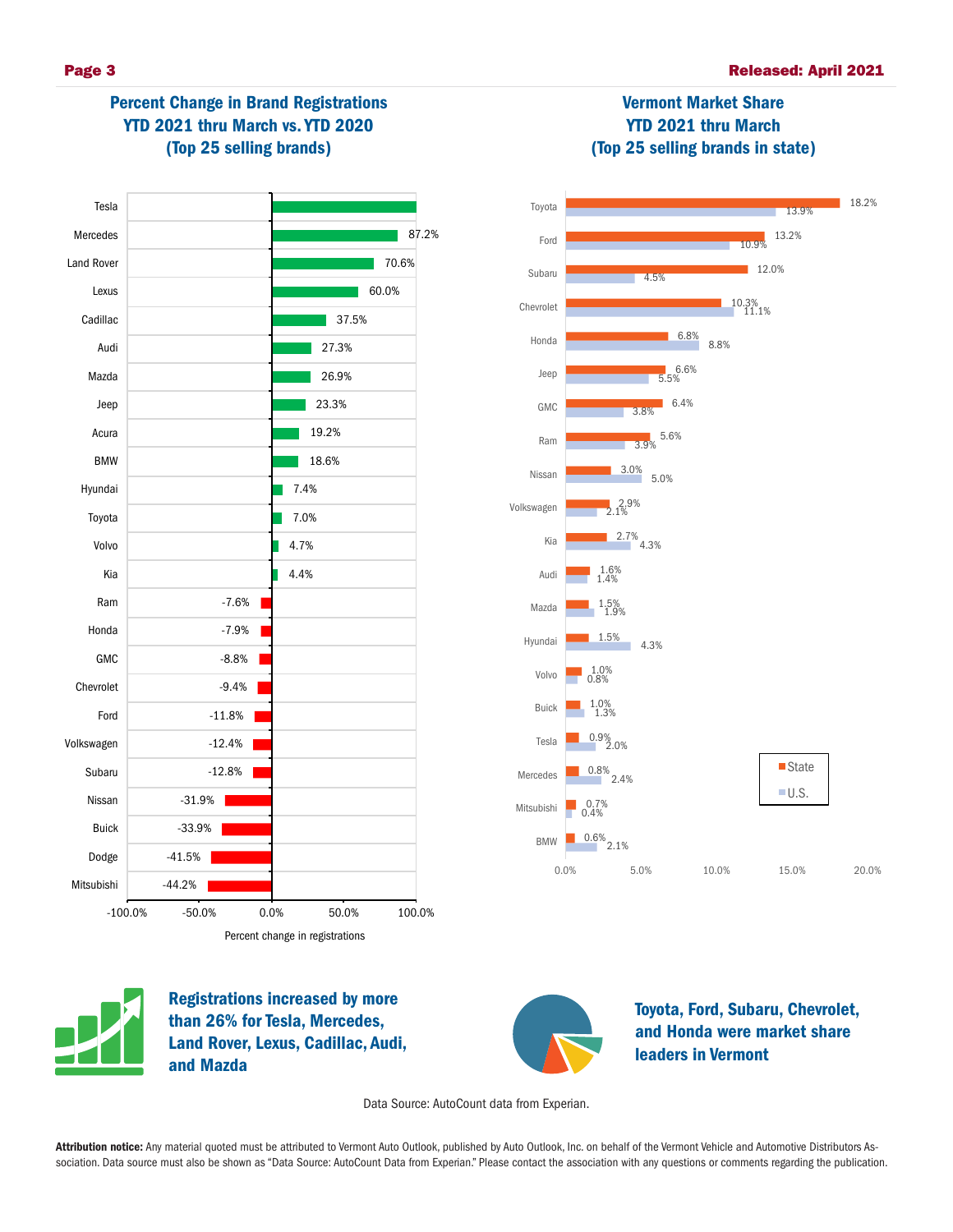## Percent Change in Brand Registrations YTD 2021 thru March vs. YTD 2020 (Top 25 selling brands)

| Brand | Percent change in registrations |
|---|---|
| Tesla | |
| Mercedes | 87.2% |
| Land Rover | 70.6% |
| Lexus | 60.0% |
| Cadillac | 37.5% |
| Audi | 27.3% |
| Mazda | 26.9% |
| Jeep | 23.3% |
| Acura | 19.2% |
| BMW | 18.6% |
| Hyundai | 7.4% |
| Toyota | 7.0% |
| Volvo | 4.7% |
| Kia | 4.4% |
| Ram | -7.6% |
| Honda | -7.9% |
| GMC | -8.8% |
| Chevrolet | -9.4% |
| Ford | -11.8% |
| Volkswagen | -12.4% |
| Subaru | -12.8% |
| Nissan | -31.9% |
| Buick | -33.9% |
| Dodge | -41.5% |
| Mitsubishi | -44.2% |

## Vermont Market Share YTD 2021 thru March (Top 25 selling brands in state)

| Brand | State | U.S. |
|---|---|---|
| Toyota | 18.2% | 13.9% |
| Ford | 13.2% | 10.9% |
| Subaru | 12.0% | 4.5% |
| Chevrolet | 10.3% | 11.1% |
| Honda | 6.8% | 8.8% |
| Jeep | 6.6% | 5.5% |
| GMC | 6.4% | 3.8% |
| Ram | 5.6% | 3.9% |
| Nissan | 3.0% | 5.0% |
| Volkswagen | 2.9% | 2.1% |
| Kia | 2.7% | 4.3% |
| Audi | 1.6% | 1.4% |
| Mazda | 1.5% | 1.9% |
| Hyundai | 1.5% | 4.3% |
| Volvo | 1.0% | 0.8% |
| Buick | 1.0% | 1.3% |
| Tesla | 0.9% | 2.0% |
| Mercedes | 0.8% | 2.4% |
| Mitsubishi | 0.7% | 0.4% |
| BMW | 0.6% | 2.1% |

**Registrations increased by more than 26% for Tesla, Mercedes, Land Rover, Lexus, Cadillac, Audi, and Mazda**

**Toyota, Ford, Subaru, Chevrolet, and Honda were market share leaders in Vermont**

Data Source: AutoCount data from Experian.

**Attribution notice:** Any material quoted must be attributed to Vermont Auto Outlook, published by Auto Outlook, Inc. on behalf of the Vermont Vehicle and Automotive Distributors Association. Data source must also be shown as "Data Source: AutoCount Data from Experian." Please contact the association with any questions or comments regarding the publication.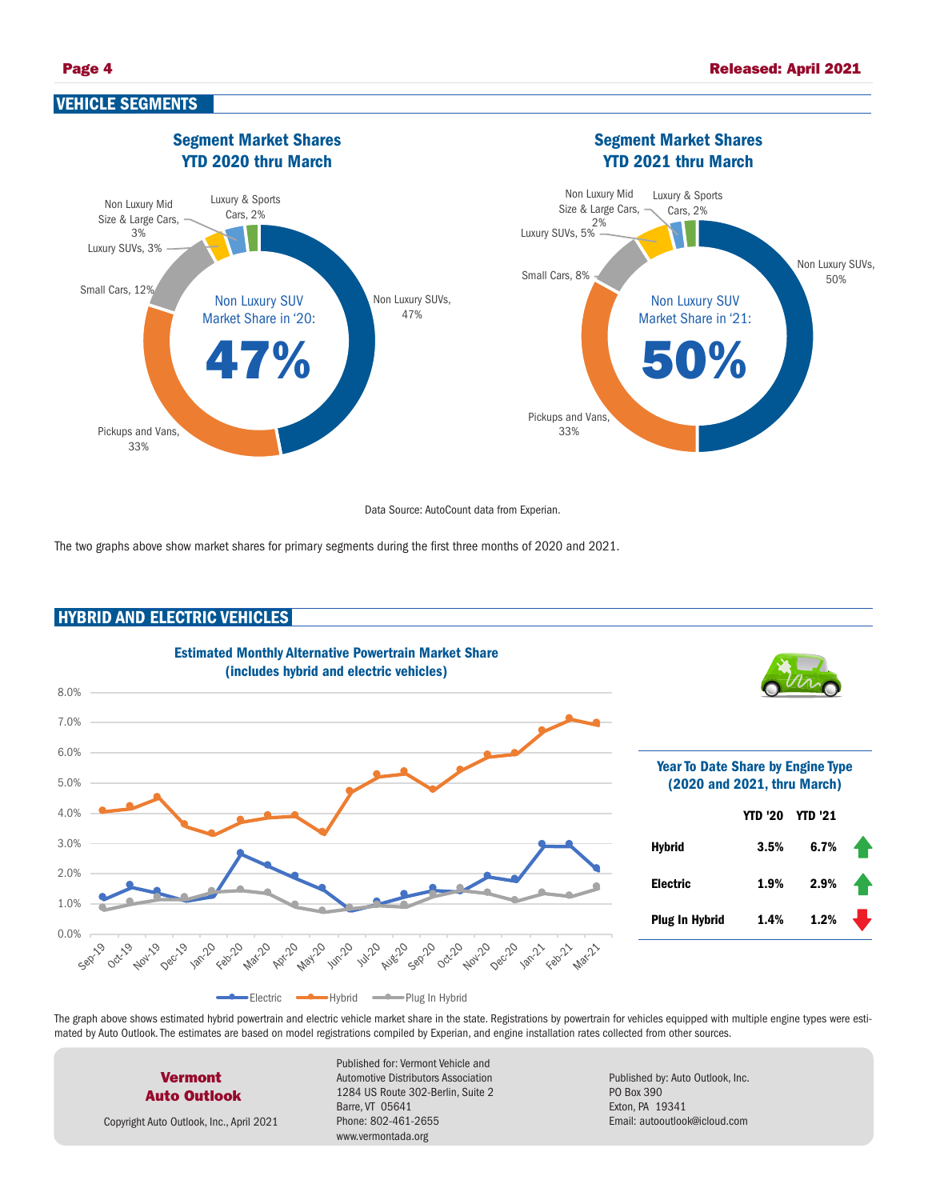## VEHICLE SEGMENTS

**Segment Market Shares YTD 2020 thru March**

Luxury & Sports Cars, 2%
Non Luxury Mid Size & Large Cars, 3%
Luxury SUVs, 3%
Small Cars, 12%
Non Luxury SUVs, 47%
Pickups and Vans, 33%

Non Luxury SUV Market Share in '20:
47%

**Segment Market Shares YTD 2021 thru March**

Non Luxury Mid Size & Large Cars, 2%
Luxury & Sports Cars, 2%
Luxury SUVs, 5%
Small Cars, 8%
Non Luxury SUVs, 50%
Pickups and Vans, 33%

Non Luxury SUV Market Share in '21:
50%

Data Source: AutoCount data from Experian.

The two graphs above show market shares for primary segments during the first three months of 2020 and 2021.

## HYBRID AND ELECTRIC VEHICLES

**Estimated Monthly Alternative Powertrain Market Share (includes hybrid and electric vehicles)**

8.0%
7.0%
6.0%
5.0%
4.0%
3.0%
2.0%
1.0%
0.0%

Sep-19, Oct-19, Nov-19, Dec-19, Jan-20, Feb-20, Mar-20, Apr-20, May-20, Jun-20, Jul-20, Aug-20, Sep-20, Oct-20, Nov-20, Dec-20, Jan-21, Feb-21, Mar-21

Electric, Hybrid, Plug In Hybrid

**Year To Date Share by Engine Type (2020 and 2021, thru March)**

| | YTD '20 | YTD '21 |
|---|---|---|
| Hybrid | 3.5% | 6.7% |
| Electric | 1.9% | 2.9% |
| Plug In Hybrid | 1.4% | 1.2% |

The graph above shows estimated hybrid powertrain and electric vehicle market share in the state. Registrations by powertrain for vehicles equipped with multiple engine types were estimated by Auto Outlook. The estimates are based on model registrations compiled by Experian, and engine installation rates collected from other sources.

**Vermont Auto Outlook**

Copyright Auto Outlook, Inc., April 2021

Published for: Vermont Vehicle and Automotive Distributors Association
1284 US Route 302-Berlin, Suite 2
Barre, VT 05641
Phone: 802-461-2655
www.vermontada.org

Published by: Auto Outlook, Inc.
PO Box 390
Exton, PA 19341
Email: autooutlook@icloud.com